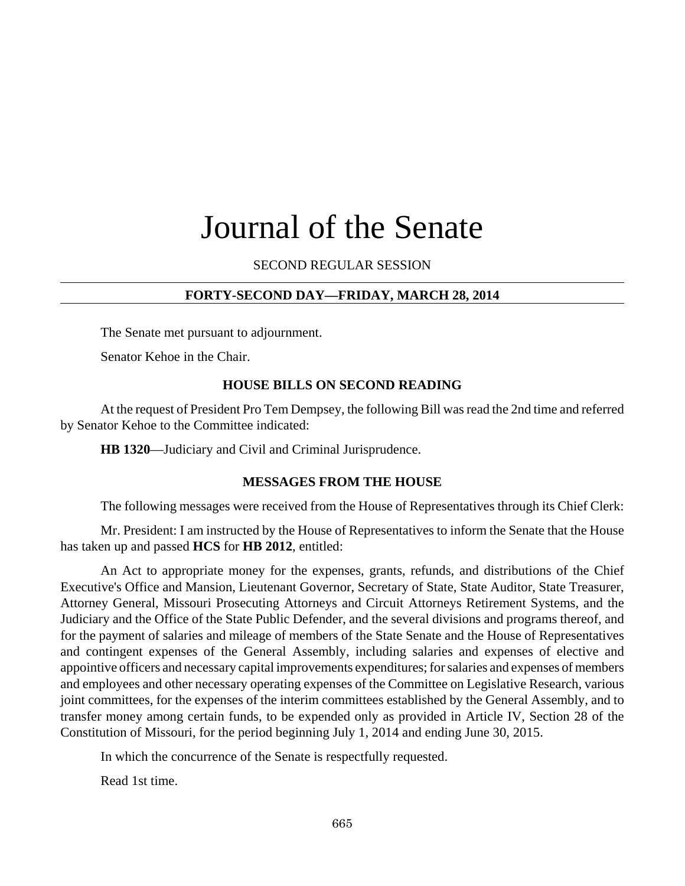# Journal of the Senate

SECOND REGULAR SESSION

## FORTY-SECOND DAY—FRIDAY, MARCH 28, 2014

The Senate met pursuant to adjournment.

Senator Kehoe in the Chair.

### HOUSE BILLS ON SECOND READING

At the request of President Pro Tem Dempsey, the following Bill was read the 2nd time and referred by Senator Kehoe to the Committee indicated:

**HB 1320**—Judiciary and Civil and Criminal Jurisprudence.

### MESSAGES FROM THE HOUSE

The following messages were received from the House of Representatives through its Chief Clerk:

Mr. President: I am instructed by the House of Representatives to inform the Senate that the House has taken up and passed **HCS** for **HB 2012**, entitled:

An Act to appropriate money for the expenses, grants, refunds, and distributions of the Chief Executive's Office and Mansion, Lieutenant Governor, Secretary of State, State Auditor, State Treasurer, Attorney General, Missouri Prosecuting Attorneys and Circuit Attorneys Retirement Systems, and the Judiciary and the Office of the State Public Defender, and the several divisions and programs thereof, and for the payment of salaries and mileage of members of the State Senate and the House of Representatives and contingent expenses of the General Assembly, including salaries and expenses of elective and appointive officers and necessary capital improvements expenditures; for salaries and expenses of members and employees and other necessary operating expenses of the Committee on Legislative Research, various joint committees, for the expenses of the interim committees established by the General Assembly, and to transfer money among certain funds, to be expended only as provided in Article IV, Section 28 of the Constitution of Missouri, for the period beginning July 1, 2014 and ending June 30, 2015.

In which the concurrence of the Senate is respectfully requested.

Read 1st time.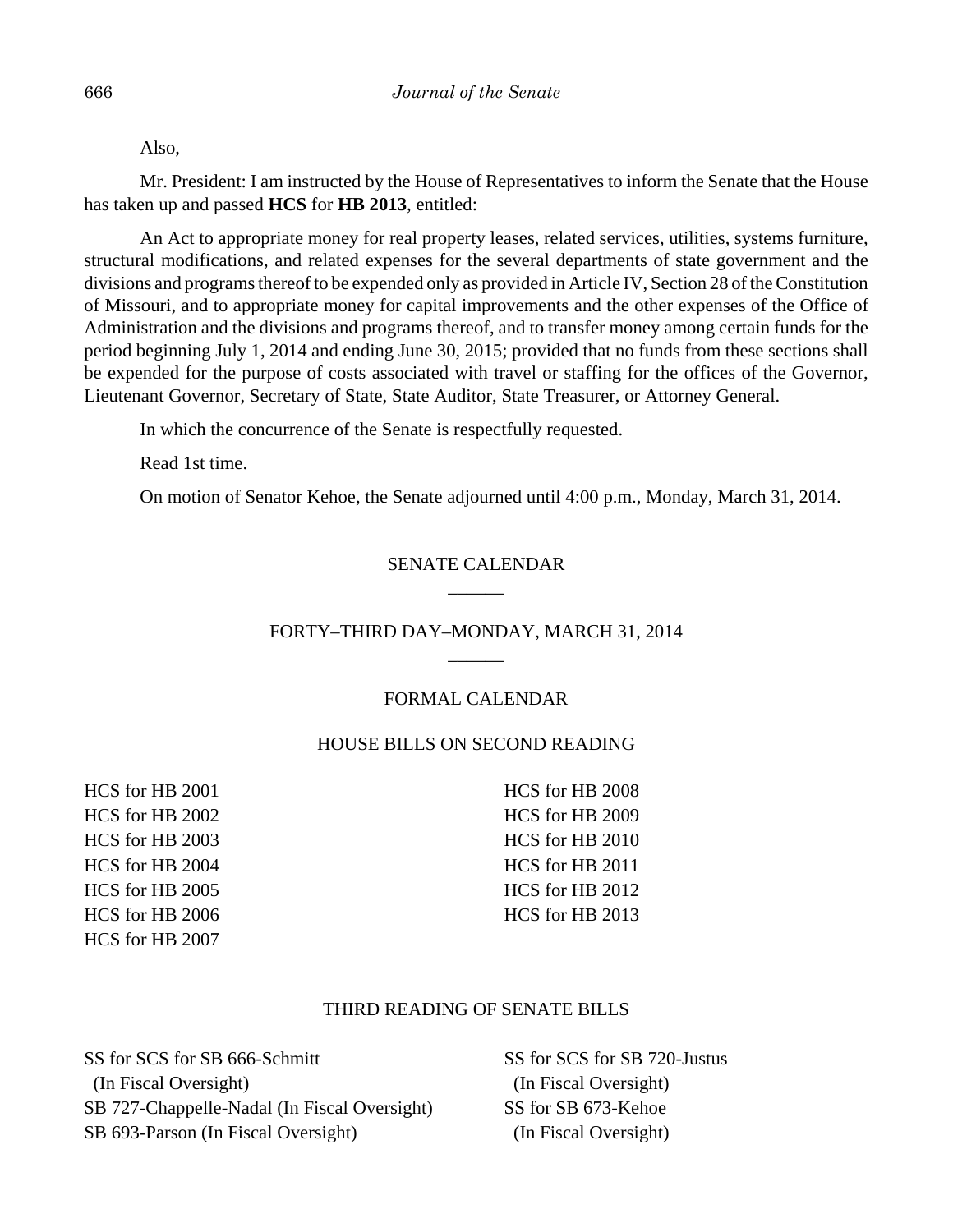Also,

Mr. President: I am instructed by the House of Representatives to inform the Senate that the House has taken up and passed **HCS** for **HB 2013**, entitled:

An Act to appropriate money for real property leases, related services, utilities, systems furniture, structural modifications, and related expenses for the several departments of state government and the divisions and programs thereof to be expended only as provided in Article IV, Section 28 of the Constitution of Missouri, and to appropriate money for capital improvements and the other expenses of the Office of Administration and the divisions and programs thereof, and to transfer money among certain funds for the period beginning July 1, 2014 and ending June 30, 2015; provided that no funds from these sections shall be expended for the purpose of costs associated with travel or staffing for the offices of the Governor, Lieutenant Governor, Secretary of State, State Auditor, State Treasurer, or Attorney General.

In which the concurrence of the Senate is respectfully requested.

Read 1st time.

On motion of Senator Kehoe, the Senate adjourned until 4:00 p.m., Monday, March 31, 2014.

## SENATE CALENDAR

## FORTY–THIRD DAY–MONDAY, MARCH 31, 2014

### FORMAL CALENDAR

### HOUSE BILLS ON SECOND READING

HCS for HB 2001
HCS for HB 2002
HCS for HB 2003
HCS for HB 2004
HCS for HB 2005
HCS for HB 2006
HCS for HB 2007
HCS for HB 2008
HCS for HB 2009
HCS for HB 2010
HCS for HB 2011
HCS for HB 2012
HCS for HB 2013

### THIRD READING OF SENATE BILLS

SS for SCS for SB 666-Schmitt (In Fiscal Oversight)
SB 727-Chappelle-Nadal (In Fiscal Oversight)
SB 693-Parson (In Fiscal Oversight)
SS for SCS for SB 720-Justus (In Fiscal Oversight)
SS for SB 673-Kehoe (In Fiscal Oversight)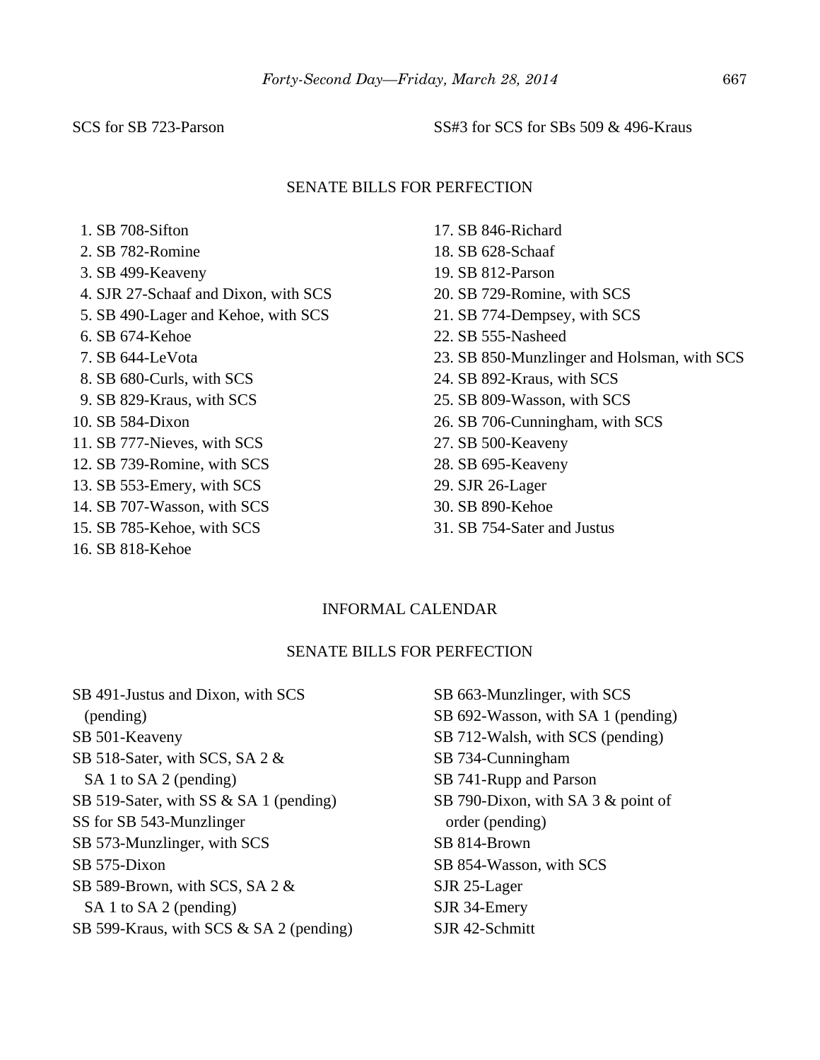SCS for SB 723-Parson

SS#3 for SCS for SBs 509 & 496-Kraus

## SENATE BILLS FOR PERFECTION

1. SB 708-Sifton
2. SB 782-Romine
3. SB 499-Keaveny
4. SJR 27-Schaaf and Dixon, with SCS
5. SB 490-Lager and Kehoe, with SCS
6. SB 674-Kehoe
7. SB 644-LeVota
8. SB 680-Curls, with SCS
9. SB 829-Kraus, with SCS
10. SB 584-Dixon
11. SB 777-Nieves, with SCS
12. SB 739-Romine, with SCS
13. SB 553-Emery, with SCS
14. SB 707-Wasson, with SCS
15. SB 785-Kehoe, with SCS
16. SB 818-Kehoe
17. SB 846-Richard
18. SB 628-Schaaf
19. SB 812-Parson
20. SB 729-Romine, with SCS
21. SB 774-Dempsey, with SCS
22. SB 555-Nasheed
23. SB 850-Munzlinger and Holsman, with SCS
24. SB 892-Kraus, with SCS
25. SB 809-Wasson, with SCS
26. SB 706-Cunningham, with SCS
27. SB 500-Keaveny
28. SB 695-Keaveny
29. SJR 26-Lager
30. SB 890-Kehoe
31. SB 754-Sater and Justus

## INFORMAL CALENDAR

## SENATE BILLS FOR PERFECTION

SB 491-Justus and Dixon, with SCS (pending)
SB 501-Keaveny
SB 518-Sater, with SCS, SA 2 & SA 1 to SA 2 (pending)
SB 519-Sater, with SS & SA 1 (pending)
SS for SB 543-Munzlinger
SB 573-Munzlinger, with SCS
SB 575-Dixon
SB 589-Brown, with SCS, SA 2 & SA 1 to SA 2 (pending)
SB 599-Kraus, with SCS & SA 2 (pending)
SB 663-Munzlinger, with SCS
SB 692-Wasson, with SA 1 (pending)
SB 712-Walsh, with SCS (pending)
SB 734-Cunningham
SB 741-Rupp and Parson
SB 790-Dixon, with SA 3 & point of order (pending)
SB 814-Brown
SB 854-Wasson, with SCS
SJR 25-Lager
SJR 34-Emery
SJR 42-Schmitt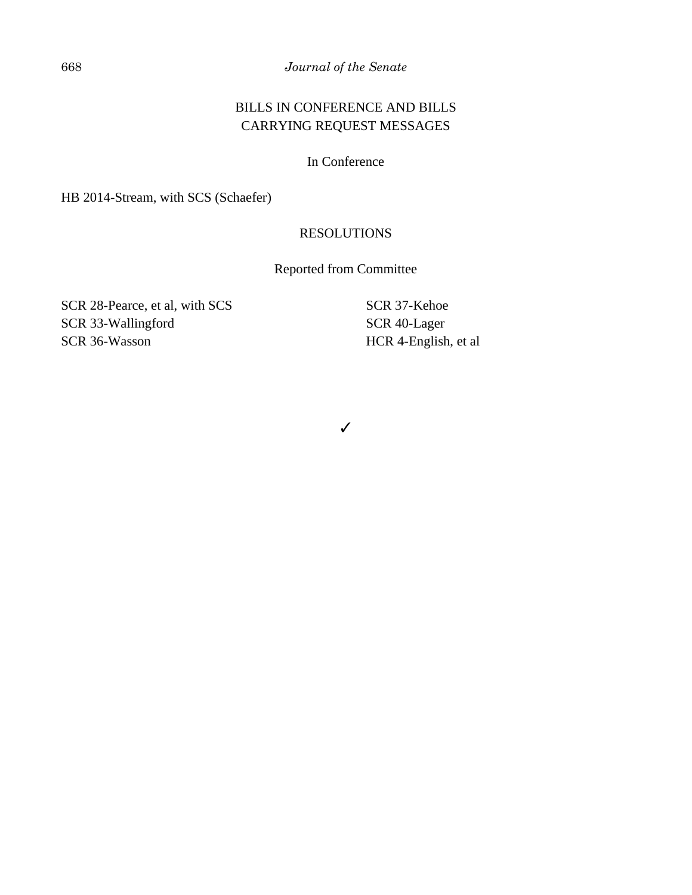## BILLS IN CONFERENCE AND BILLS CARRYING REQUEST MESSAGES

### In Conference

HB 2014-Stream, with SCS (Schaefer)

## RESOLUTIONS

### Reported from Committee

SCR 28-Pearce, et al, with SCS
SCR 33-Wallingford
SCR 36-Wasson
SCR 37-Kehoe
SCR 40-Lager
HCR 4-English, et al

✓